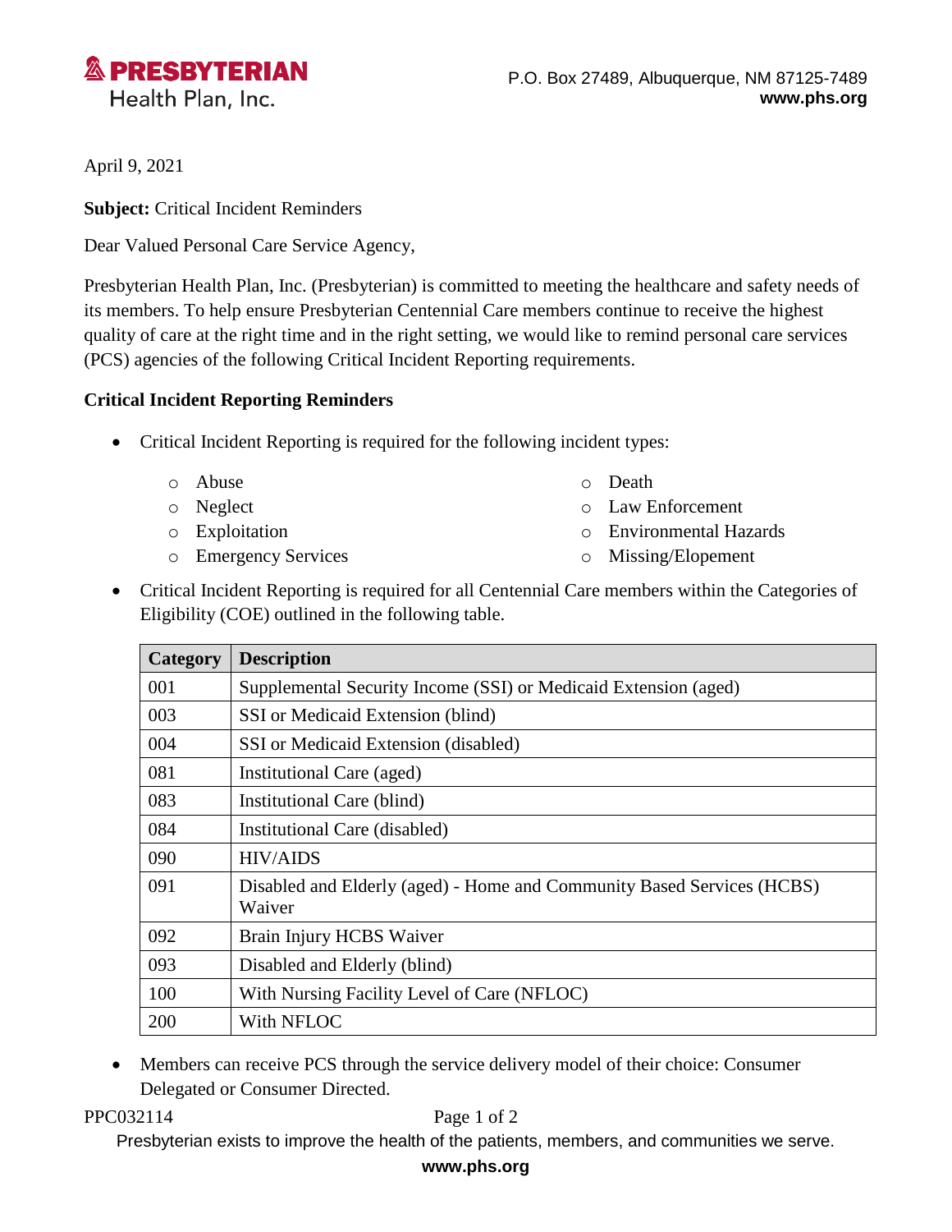**PRESBYTERIAN**
Health Plan, Inc.

P.O. Box 27489, Albuquerque, NM 87125-7489
**www.phs.org**

April 9, 2021

**Subject:** Critical Incident Reminders

Dear Valued Personal Care Service Agency,

Presbyterian Health Plan, Inc. (Presbyterian) is committed to meeting the healthcare and safety needs of its members. To help ensure Presbyterian Centennial Care members continue to receive the highest quality of care at the right time and in the right setting, we would like to remind personal care services (PCS) agencies of the following Critical Incident Reporting requirements.

**Critical Incident Reporting Reminders**

- Critical Incident Reporting is required for the following incident types:
  - Abuse
  - Neglect
  - Exploitation
  - Emergency Services
  - Death
  - Law Enforcement
  - Environmental Hazards
  - Missing/Elopement
- Critical Incident Reporting is required for all Centennial Care members within the Categories of Eligibility (COE) outlined in the following table.

| Category | Description |
|---|---|
| 001 | Supplemental Security Income (SSI) or Medicaid Extension (aged) |
| 003 | SSI or Medicaid Extension (blind) |
| 004 | SSI or Medicaid Extension (disabled) |
| 081 | Institutional Care (aged) |
| 083 | Institutional Care (blind) |
| 084 | Institutional Care (disabled) |
| 090 | HIV/AIDS |
| 091 | Disabled and Elderly (aged) - Home and Community Based Services (HCBS) Waiver |
| 092 | Brain Injury HCBS Waiver |
| 093 | Disabled and Elderly (blind) |
| 100 | With Nursing Facility Level of Care (NFLOC) |
| 200 | With NFLOC |

- Members can receive PCS through the service delivery model of their choice: Consumer Delegated or Consumer Directed.

PPC032114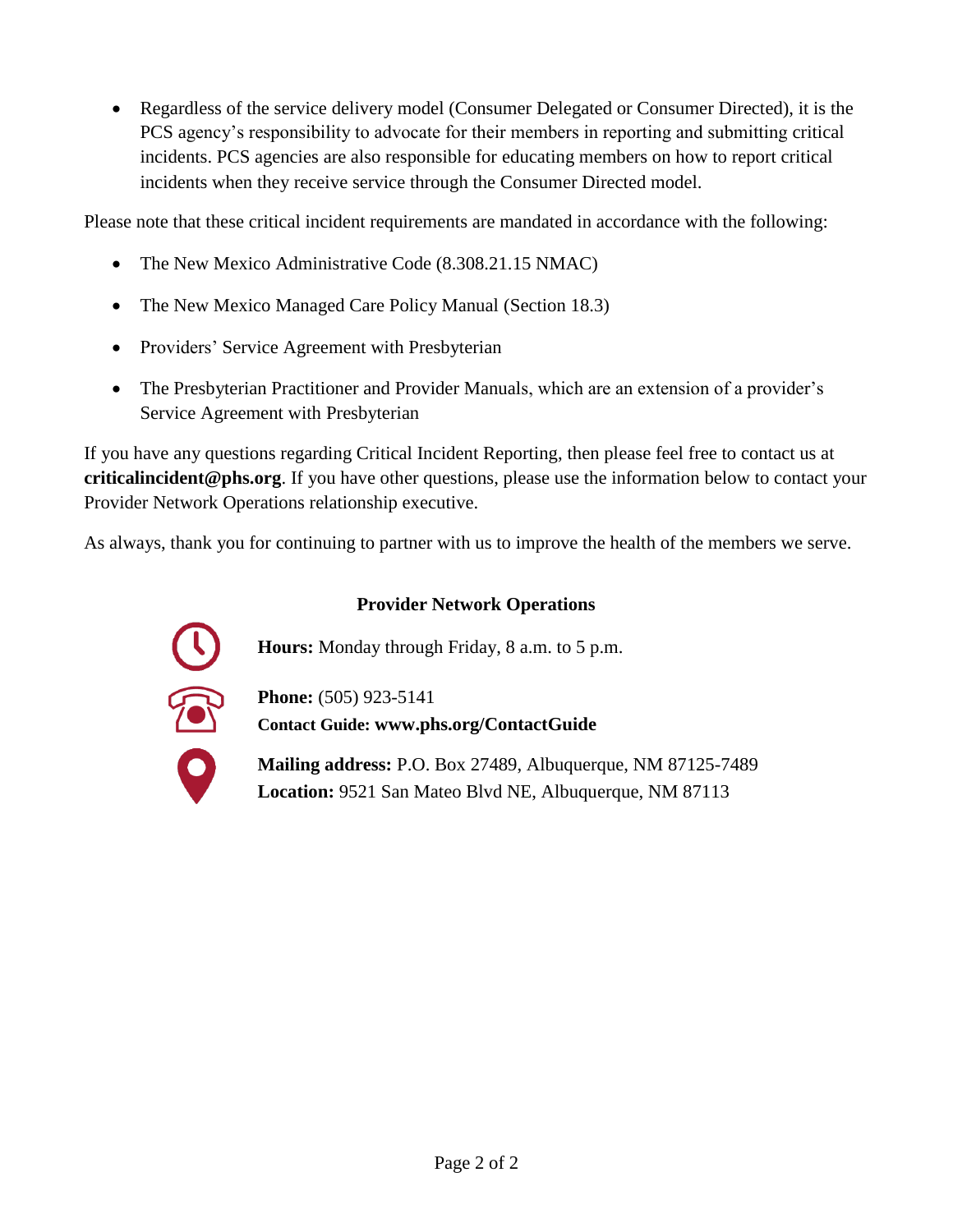- Regardless of the service delivery model (Consumer Delegated or Consumer Directed), it is the PCS agency's responsibility to advocate for their members in reporting and submitting critical incidents. PCS agencies are also responsible for educating members on how to report critical incidents when they receive service through the Consumer Directed model.

Please note that these critical incident requirements are mandated in accordance with the following:

- The New Mexico Administrative Code (8.308.21.15 NMAC)
- The New Mexico Managed Care Policy Manual (Section 18.3)
- Providers' Service Agreement with Presbyterian
- The Presbyterian Practitioner and Provider Manuals, which are an extension of a provider's Service Agreement with Presbyterian

If you have any questions regarding Critical Incident Reporting, then please feel free to contact us at **criticalincident@phs.org**. If you have other questions, please use the information below to contact your Provider Network Operations relationship executive.

As always, thank you for continuing to partner with us to improve the health of the members we serve.

**Provider Network Operations**

**Hours:** Monday through Friday, 8 a.m. to 5 p.m.

**Phone:** (505) 923-5141
**Contact Guide: www.phs.org/ContactGuide**

**Mailing address:** P.O. Box 27489, Albuquerque, NM 87125-7489
**Location:** 9521 San Mateo Blvd NE, Albuquerque, NM 87113